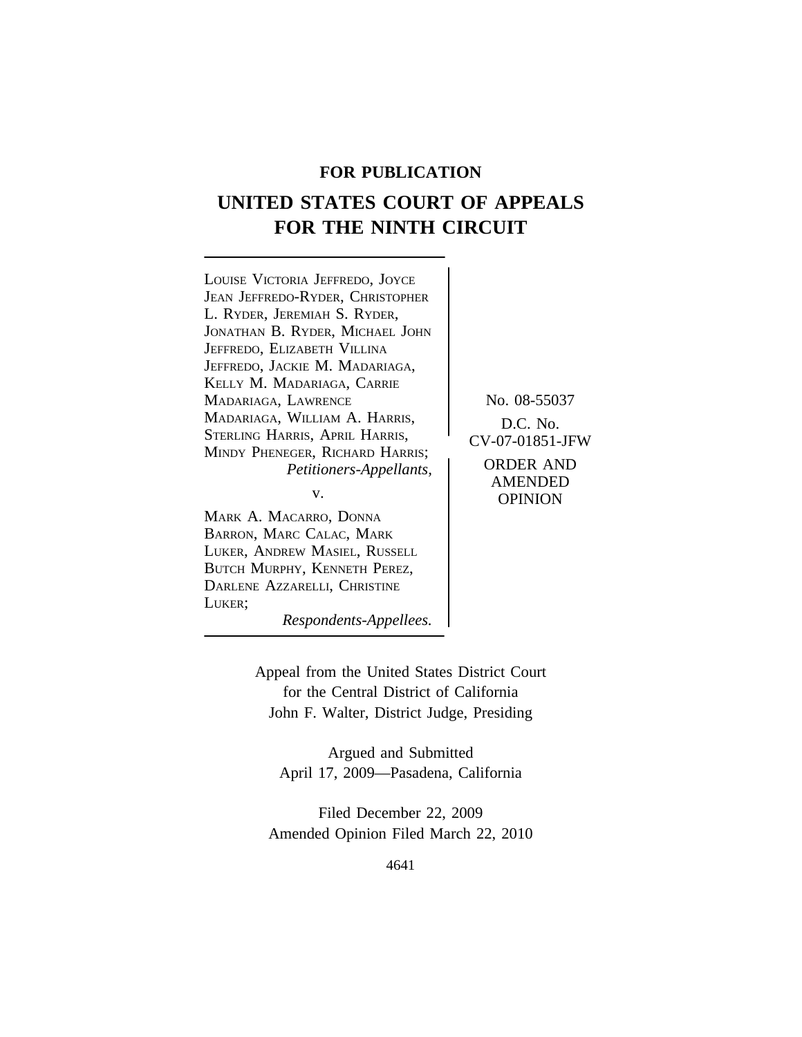**FOR PUBLICATION**

# UNITED STATES COURT OF APPEALS FOR THE NINTH CIRCUIT

LOUISE VICTORIA JEFFREDO, JOYCE JEAN JEFFREDO-RYDER, CHRISTOPHER L. RYDER, JEREMIAH S. RYDER, JONATHAN B. RYDER, MICHAEL JOHN JEFFREDO, ELIZABETH VILLINA JEFFREDO, JACKIE M. MADARIAGA, KELLY M. MADARIAGA, CARRIE MADARIAGA, LAWRENCE MADARIAGA, WILLIAM A. HARRIS, STERLING HARRIS, APRIL HARRIS, MINDY PHENEGER, RICHARD HARRIS;
*Petitioners-Appellants,*

v.

MARK A. MACARRO, DONNA BARRON, MARC CALAC, MARK LUKER, ANDREW MASIEL, RUSSELL BUTCH MURPHY, KENNETH PEREZ, DARLENE AZZARELLI, CHRISTINE LUKER;
*Respondents-Appellees.*

No. 08-55037

D.C. No. CV-07-01851-JFW

ORDER AND AMENDED OPINION

Appeal from the United States District Court for the Central District of California
John F. Walter, District Judge, Presiding

Argued and Submitted
April 17, 2009—Pasadena, California

Filed December 22, 2009
Amended Opinion Filed March 22, 2010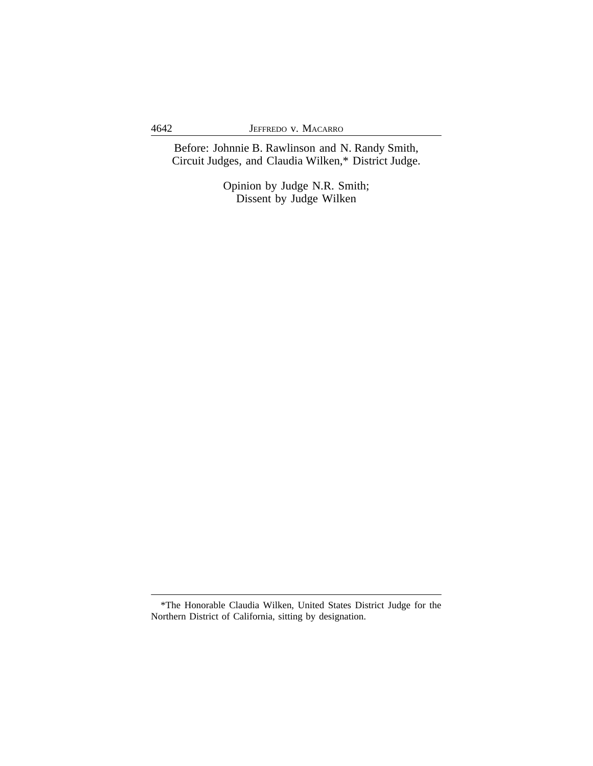Before: Johnnie B. Rawlinson and N. Randy Smith, Circuit Judges, and Claudia Wilken,* District Judge.

Opinion by Judge N.R. Smith;
Dissent by Judge Wilken

*The Honorable Claudia Wilken, United States District Judge for the Northern District of California, sitting by designation.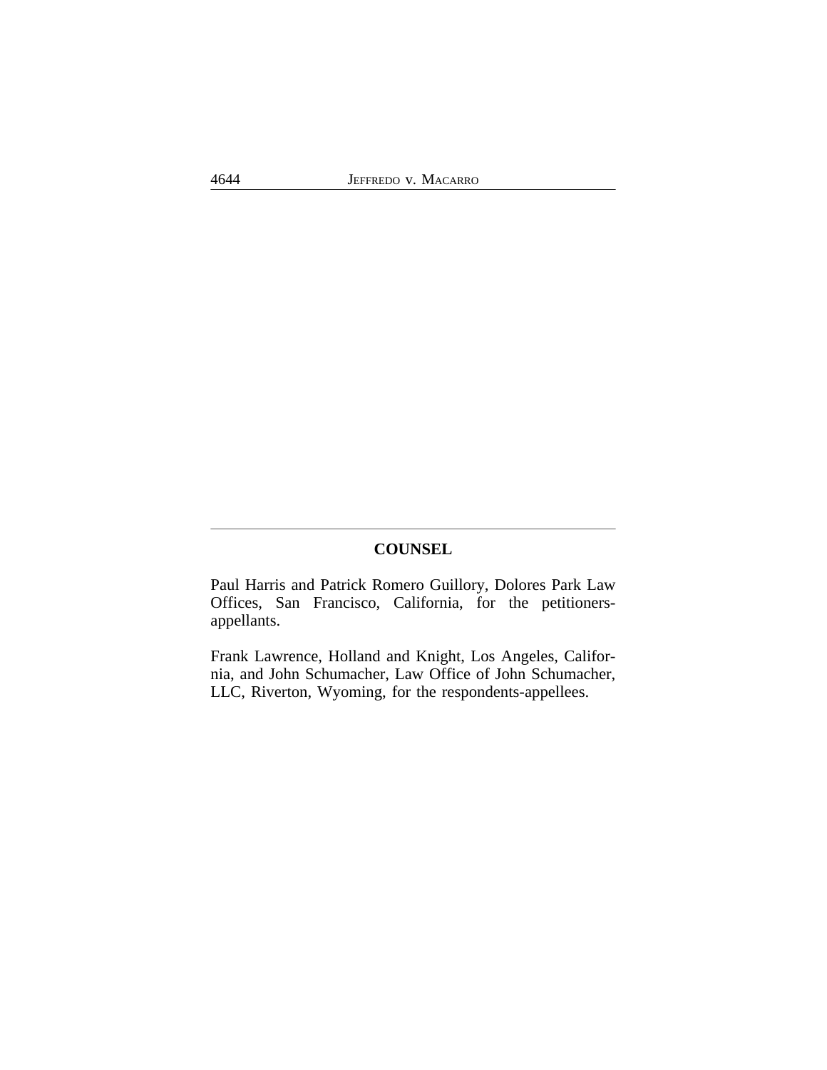## COUNSEL

Paul Harris and Patrick Romero Guillory, Dolores Park Law Offices, San Francisco, California, for the petitioners-appellants.

Frank Lawrence, Holland and Knight, Los Angeles, California, and John Schumacher, Law Office of John Schumacher, LLC, Riverton, Wyoming, for the respondents-appellees.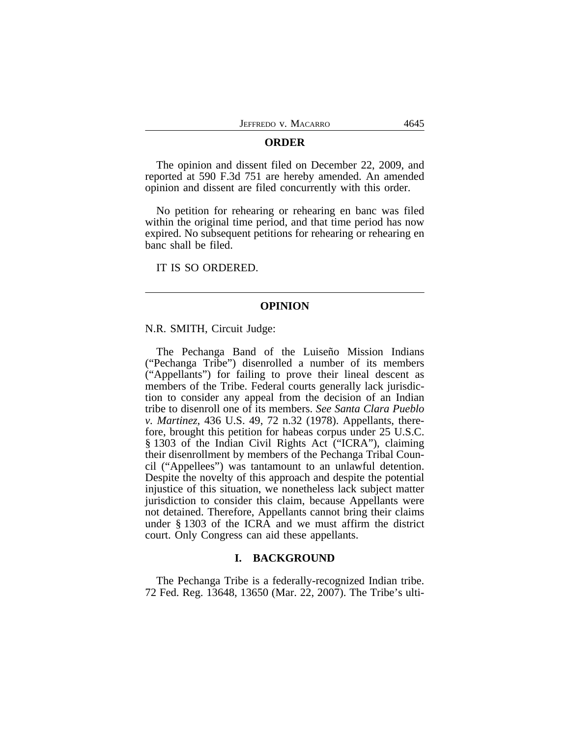## ORDER

The opinion and dissent filed on December 22, 2009, and reported at 590 F.3d 751 are hereby amended. An amended opinion and dissent are filed concurrently with this order.

No petition for rehearing or rehearing en banc was filed within the original time period, and that time period has now expired. No subsequent petitions for rehearing or rehearing en banc shall be filed.

IT IS SO ORDERED.

---

## OPINION

N.R. SMITH, Circuit Judge:

The Pechanga Band of the Luiseño Mission Indians ("Pechanga Tribe") disenrolled a number of its members ("Appellants") for failing to prove their lineal descent as members of the Tribe. Federal courts generally lack jurisdiction to consider any appeal from the decision of an Indian tribe to disenroll one of its members. *See Santa Clara Pueblo v. Martinez*, 436 U.S. 49, 72 n.32 (1978). Appellants, therefore, brought this petition for habeas corpus under 25 U.S.C. § 1303 of the Indian Civil Rights Act ("ICRA"), claiming their disenrollment by members of the Pechanga Tribal Council ("Appellees") was tantamount to an unlawful detention. Despite the novelty of this approach and despite the potential injustice of this situation, we nonetheless lack subject matter jurisdiction to consider this claim, because Appellants were not detained. Therefore, Appellants cannot bring their claims under § 1303 of the ICRA and we must affirm the district court. Only Congress can aid these appellants.

### I. BACKGROUND

The Pechanga Tribe is a federally-recognized Indian tribe. 72 Fed. Reg. 13648, 13650 (Mar. 22, 2007). The Tribe's ulti-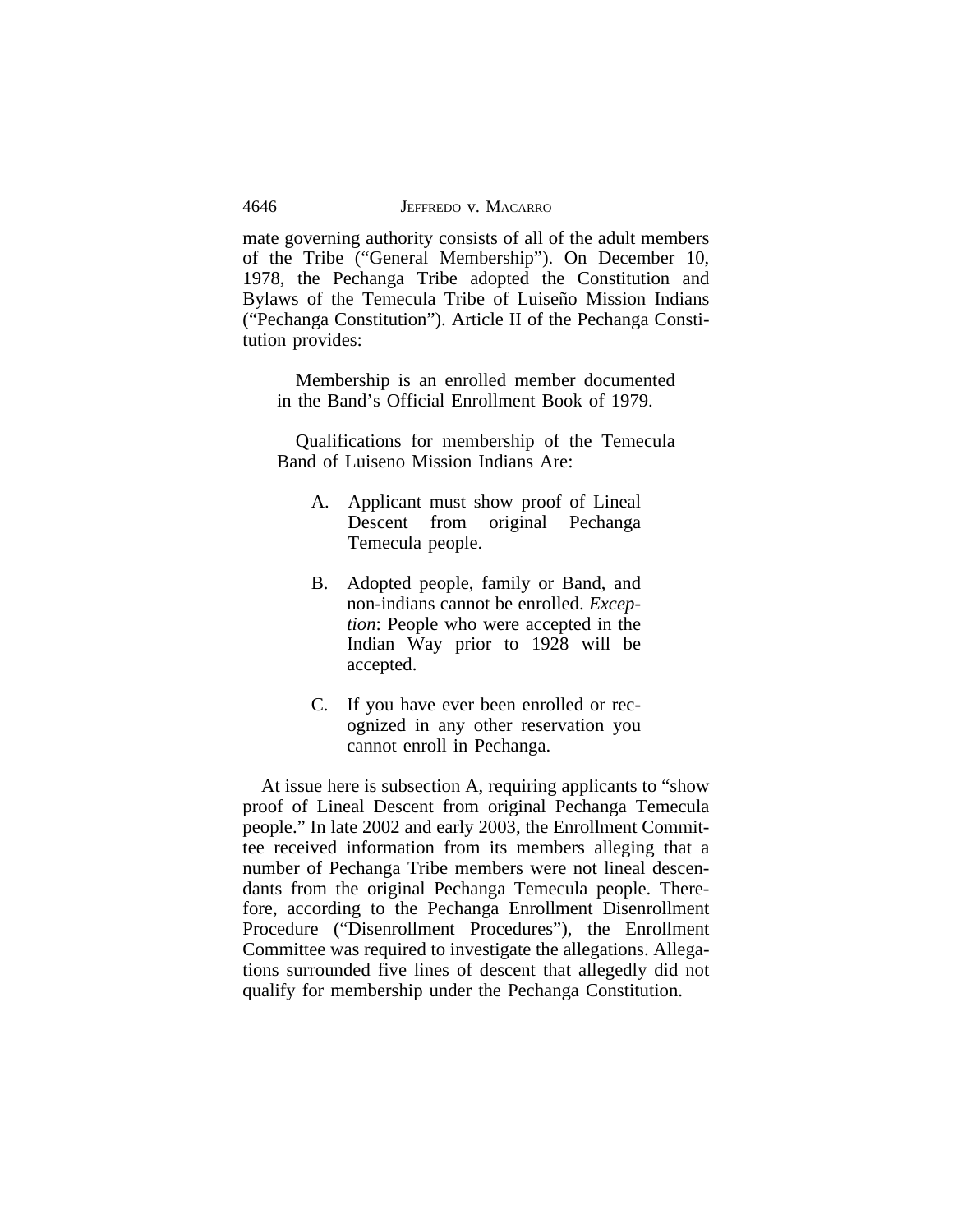mate governing authority consists of all of the adult members of the Tribe ("General Membership"). On December 10, 1978, the Pechanga Tribe adopted the Constitution and Bylaws of the Temecula Tribe of Luiseño Mission Indians ("Pechanga Constitution"). Article II of the Pechanga Constitution provides:

> Membership is an enrolled member documented in the Band's Official Enrollment Book of 1979.
>
> Qualifications for membership of the Temecula Band of Luiseno Mission Indians Are:
>
> A. Applicant must show proof of Lineal Descent from original Pechanga Temecula people.
>
> B. Adopted people, family or Band, and non-indians cannot be enrolled. *Exception*: People who were accepted in the Indian Way prior to 1928 will be accepted.
>
> C. If you have ever been enrolled or recognized in any other reservation you cannot enroll in Pechanga.

At issue here is subsection A, requiring applicants to "show proof of Lineal Descent from original Pechanga Temecula people." In late 2002 and early 2003, the Enrollment Committee received information from its members alleging that a number of Pechanga Tribe members were not lineal descendants from the original Pechanga Temecula people. Therefore, according to the Pechanga Enrollment Disenrollment Procedure ("Disenrollment Procedures"), the Enrollment Committee was required to investigate the allegations. Allegations surrounded five lines of descent that allegedly did not qualify for membership under the Pechanga Constitution.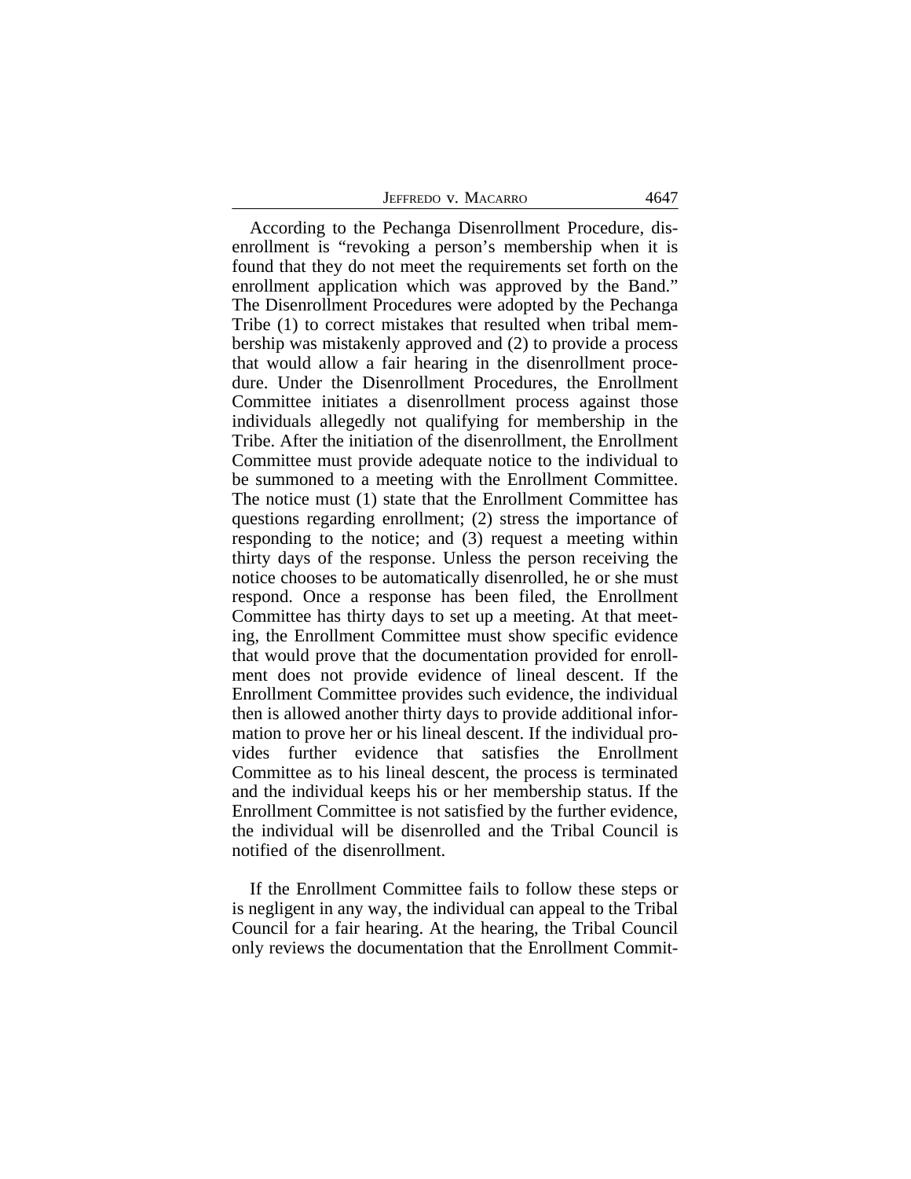According to the Pechanga Disenrollment Procedure, disenrollment is "revoking a person's membership when it is found that they do not meet the requirements set forth on the enrollment application which was approved by the Band." The Disenrollment Procedures were adopted by the Pechanga Tribe (1) to correct mistakes that resulted when tribal membership was mistakenly approved and (2) to provide a process that would allow a fair hearing in the disenrollment procedure. Under the Disenrollment Procedures, the Enrollment Committee initiates a disenrollment process against those individuals allegedly not qualifying for membership in the Tribe. After the initiation of the disenrollment, the Enrollment Committee must provide adequate notice to the individual to be summoned to a meeting with the Enrollment Committee. The notice must (1) state that the Enrollment Committee has questions regarding enrollment; (2) stress the importance of responding to the notice; and (3) request a meeting within thirty days of the response. Unless the person receiving the notice chooses to be automatically disenrolled, he or she must respond. Once a response has been filed, the Enrollment Committee has thirty days to set up a meeting. At that meeting, the Enrollment Committee must show specific evidence that would prove that the documentation provided for enrollment does not provide evidence of lineal descent. If the Enrollment Committee provides such evidence, the individual then is allowed another thirty days to provide additional information to prove her or his lineal descent. If the individual provides further evidence that satisfies the Enrollment Committee as to his lineal descent, the process is terminated and the individual keeps his or her membership status. If the Enrollment Committee is not satisfied by the further evidence, the individual will be disenrolled and the Tribal Council is notified of the disenrollment.

If the Enrollment Committee fails to follow these steps or is negligent in any way, the individual can appeal to the Tribal Council for a fair hearing. At the hearing, the Tribal Council only reviews the documentation that the Enrollment Commit-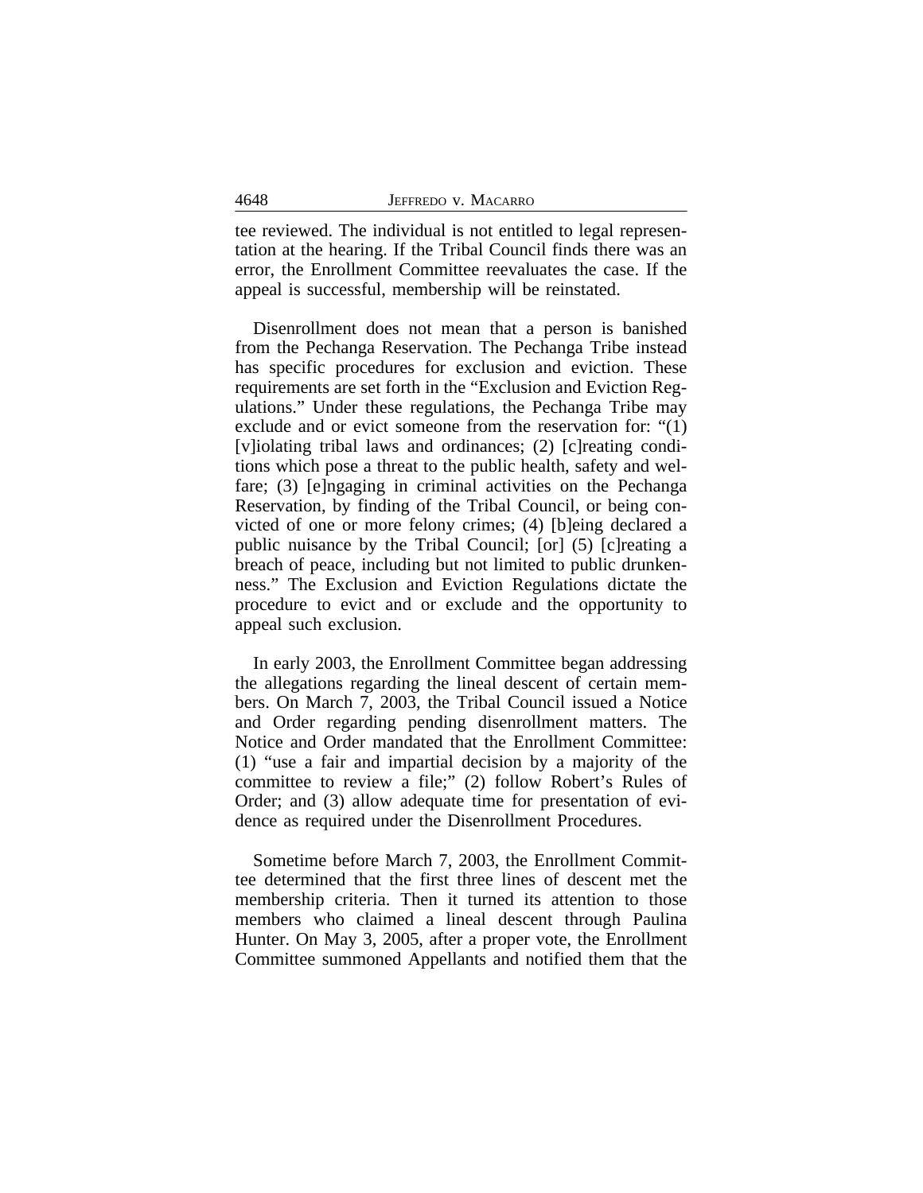tee reviewed. The individual is not entitled to legal representation at the hearing. If the Tribal Council finds there was an error, the Enrollment Committee reevaluates the case. If the appeal is successful, membership will be reinstated.

Disenrollment does not mean that a person is banished from the Pechanga Reservation. The Pechanga Tribe instead has specific procedures for exclusion and eviction. These requirements are set forth in the "Exclusion and Eviction Regulations." Under these regulations, the Pechanga Tribe may exclude and or evict someone from the reservation for: "(1) [v]iolating tribal laws and ordinances; (2) [c]reating conditions which pose a threat to the public health, safety and welfare; (3) [e]ngaging in criminal activities on the Pechanga Reservation, by finding of the Tribal Council, or being convicted of one or more felony crimes; (4) [b]eing declared a public nuisance by the Tribal Council; [or] (5) [c]reating a breach of peace, including but not limited to public drunkenness." The Exclusion and Eviction Regulations dictate the procedure to evict and or exclude and the opportunity to appeal such exclusion.

In early 2003, the Enrollment Committee began addressing the allegations regarding the lineal descent of certain members. On March 7, 2003, the Tribal Council issued a Notice and Order regarding pending disenrollment matters. The Notice and Order mandated that the Enrollment Committee: (1) "use a fair and impartial decision by a majority of the committee to review a file;" (2) follow Robert's Rules of Order; and (3) allow adequate time for presentation of evidence as required under the Disenrollment Procedures.

Sometime before March 7, 2003, the Enrollment Committee determined that the first three lines of descent met the membership criteria. Then it turned its attention to those members who claimed a lineal descent through Paulina Hunter. On May 3, 2005, after a proper vote, the Enrollment Committee summoned Appellants and notified them that the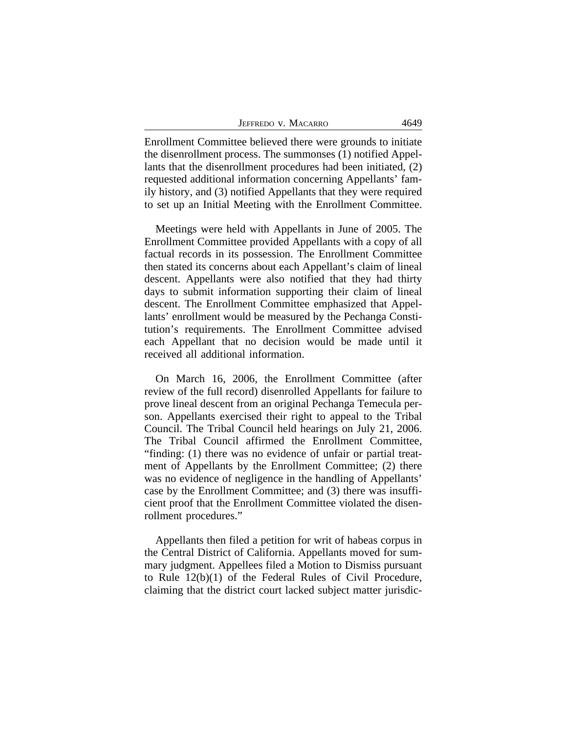Enrollment Committee believed there were grounds to initiate the disenrollment process. The summonses (1) notified Appellants that the disenrollment procedures had been initiated, (2) requested additional information concerning Appellants' family history, and (3) notified Appellants that they were required to set up an Initial Meeting with the Enrollment Committee.

Meetings were held with Appellants in June of 2005. The Enrollment Committee provided Appellants with a copy of all factual records in its possession. The Enrollment Committee then stated its concerns about each Appellant's claim of lineal descent. Appellants were also notified that they had thirty days to submit information supporting their claim of lineal descent. The Enrollment Committee emphasized that Appellants' enrollment would be measured by the Pechanga Constitution's requirements. The Enrollment Committee advised each Appellant that no decision would be made until it received all additional information.

On March 16, 2006, the Enrollment Committee (after review of the full record) disenrolled Appellants for failure to prove lineal descent from an original Pechanga Temecula person. Appellants exercised their right to appeal to the Tribal Council. The Tribal Council held hearings on July 21, 2006. The Tribal Council affirmed the Enrollment Committee, "finding: (1) there was no evidence of unfair or partial treatment of Appellants by the Enrollment Committee; (2) there was no evidence of negligence in the handling of Appellants' case by the Enrollment Committee; and (3) there was insufficient proof that the Enrollment Committee violated the disenrollment procedures."

Appellants then filed a petition for writ of habeas corpus in the Central District of California. Appellants moved for summary judgment. Appellees filed a Motion to Dismiss pursuant to Rule 12(b)(1) of the Federal Rules of Civil Procedure, claiming that the district court lacked subject matter jurisdic-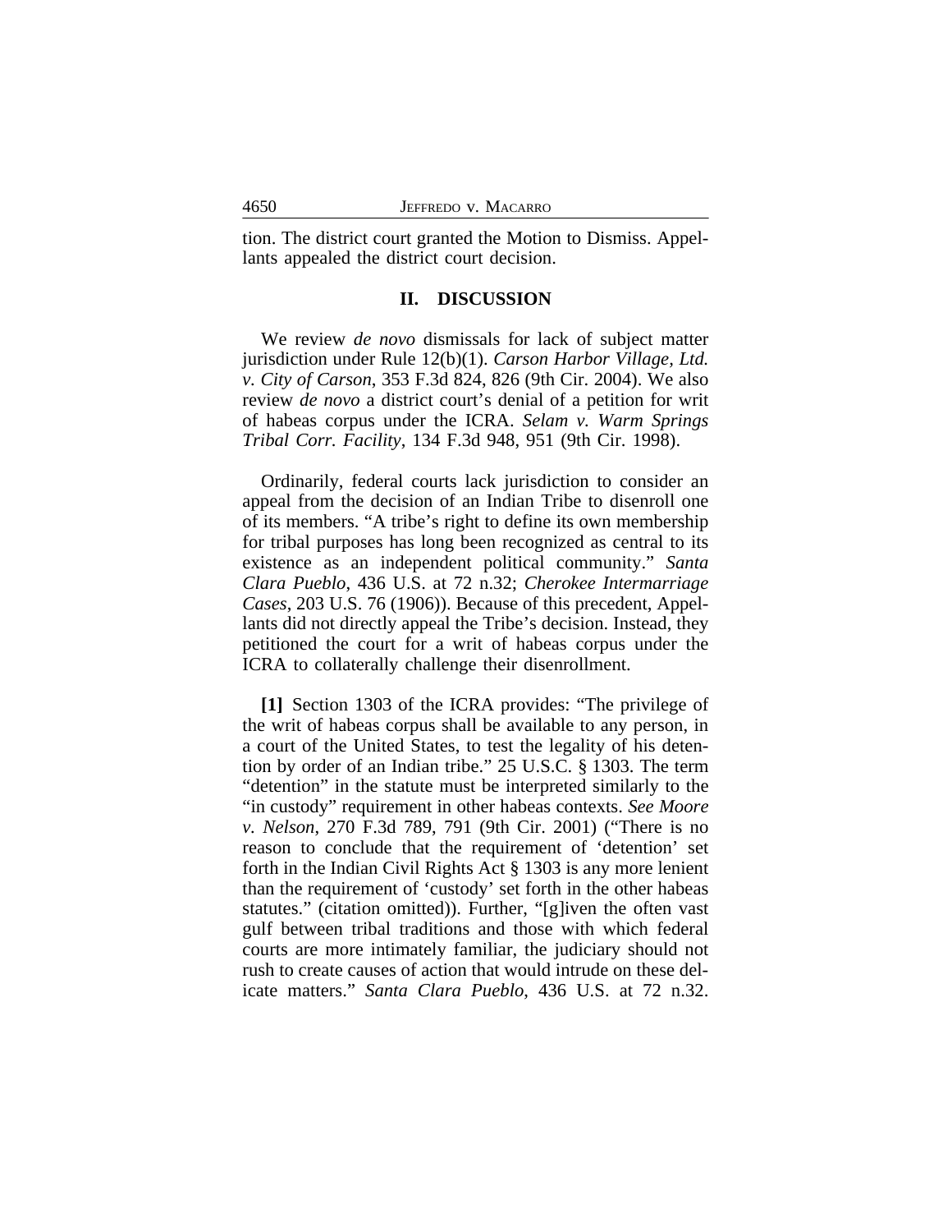tion. The district court granted the Motion to Dismiss. Appellants appealed the district court decision.

## II. DISCUSSION

We review *de novo* dismissals for lack of subject matter jurisdiction under Rule 12(b)(1). *Carson Harbor Village, Ltd. v. City of Carson*, 353 F.3d 824, 826 (9th Cir. 2004). We also review *de novo* a district court's denial of a petition for writ of habeas corpus under the ICRA. *Selam v. Warm Springs Tribal Corr. Facility*, 134 F.3d 948, 951 (9th Cir. 1998).

Ordinarily, federal courts lack jurisdiction to consider an appeal from the decision of an Indian Tribe to disenroll one of its members. "A tribe's right to define its own membership for tribal purposes has long been recognized as central to its existence as an independent political community." *Santa Clara Pueblo*, 436 U.S. at 72 n.32; *Cherokee Intermarriage Cases*, 203 U.S. 76 (1906)). Because of this precedent, Appellants did not directly appeal the Tribe's decision. Instead, they petitioned the court for a writ of habeas corpus under the ICRA to collaterally challenge their disenrollment.

**[1]** Section 1303 of the ICRA provides: "The privilege of the writ of habeas corpus shall be available to any person, in a court of the United States, to test the legality of his detention by order of an Indian tribe." 25 U.S.C. § 1303. The term "detention" in the statute must be interpreted similarly to the "in custody" requirement in other habeas contexts. *See Moore v. Nelson*, 270 F.3d 789, 791 (9th Cir. 2001) ("There is no reason to conclude that the requirement of 'detention' set forth in the Indian Civil Rights Act § 1303 is any more lenient than the requirement of 'custody' set forth in the other habeas statutes." (citation omitted)). Further, "[g]iven the often vast gulf between tribal traditions and those with which federal courts are more intimately familiar, the judiciary should not rush to create causes of action that would intrude on these delicate matters." *Santa Clara Pueblo*, 436 U.S. at 72 n.32.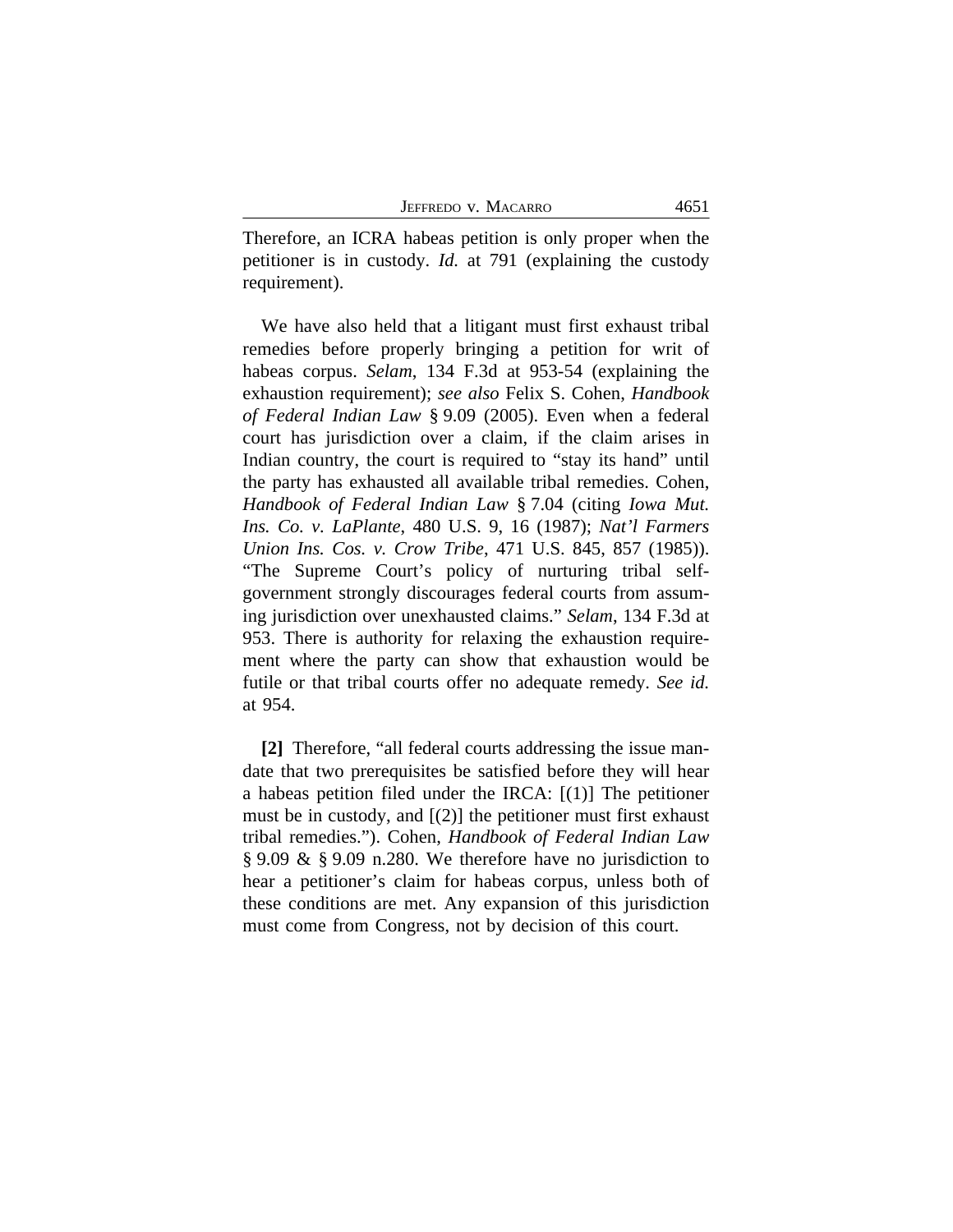Therefore, an ICRA habeas petition is only proper when the petitioner is in custody. *Id.* at 791 (explaining the custody requirement).

We have also held that a litigant must first exhaust tribal remedies before properly bringing a petition for writ of habeas corpus. *Selam*, 134 F.3d at 953-54 (explaining the exhaustion requirement); *see also* Felix S. Cohen, *Handbook of Federal Indian Law* § 9.09 (2005). Even when a federal court has jurisdiction over a claim, if the claim arises in Indian country, the court is required to "stay its hand" until the party has exhausted all available tribal remedies. Cohen, *Handbook of Federal Indian Law* § 7.04 (citing *Iowa Mut. Ins. Co. v. LaPlante*, 480 U.S. 9, 16 (1987); *Nat'l Farmers Union Ins. Cos. v. Crow Tribe*, 471 U.S. 845, 857 (1985)). "The Supreme Court's policy of nurturing tribal self-government strongly discourages federal courts from assuming jurisdiction over unexhausted claims." *Selam*, 134 F.3d at 953. There is authority for relaxing the exhaustion requirement where the party can show that exhaustion would be futile or that tribal courts offer no adequate remedy. *See id.* at 954.

**[2]** Therefore, "all federal courts addressing the issue mandate that two prerequisites be satisfied before they will hear a habeas petition filed under the IRCA: [(1)] The petitioner must be in custody, and [(2)] the petitioner must first exhaust tribal remedies."). Cohen, *Handbook of Federal Indian Law* § 9.09 & § 9.09 n.280. We therefore have no jurisdiction to hear a petitioner's claim for habeas corpus, unless both of these conditions are met. Any expansion of this jurisdiction must come from Congress, not by decision of this court.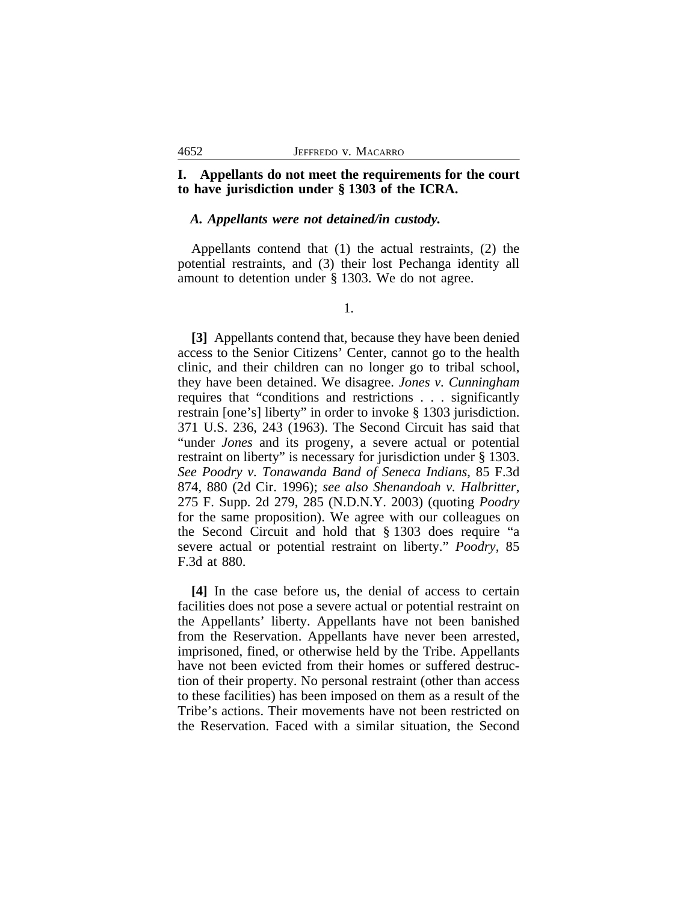## I. Appellants do not meet the requirements for the court to have jurisdiction under § 1303 of the ICRA.

### *A. Appellants were not detained/in custody.*

Appellants contend that (1) the actual restraints, (2) the potential restraints, and (3) their lost Pechanga identity all amount to detention under § 1303. We do not agree.

1.

**[3]** Appellants contend that, because they have been denied access to the Senior Citizens' Center, cannot go to the health clinic, and their children can no longer go to tribal school, they have been detained. We disagree. *Jones v. Cunningham* requires that "conditions and restrictions . . . significantly restrain [one's] liberty" in order to invoke § 1303 jurisdiction. 371 U.S. 236, 243 (1963). The Second Circuit has said that "under *Jones* and its progeny, a severe actual or potential restraint on liberty" is necessary for jurisdiction under § 1303. *See Poodry v. Tonawanda Band of Seneca Indians*, 85 F.3d 874, 880 (2d Cir. 1996); *see also Shenandoah v. Halbritter*, 275 F. Supp. 2d 279, 285 (N.D.N.Y. 2003) (quoting *Poodry* for the same proposition). We agree with our colleagues on the Second Circuit and hold that § 1303 does require "a severe actual or potential restraint on liberty." *Poodry*, 85 F.3d at 880.

**[4]** In the case before us, the denial of access to certain facilities does not pose a severe actual or potential restraint on the Appellants' liberty. Appellants have not been banished from the Reservation. Appellants have never been arrested, imprisoned, fined, or otherwise held by the Tribe. Appellants have not been evicted from their homes or suffered destruction of their property. No personal restraint (other than access to these facilities) has been imposed on them as a result of the Tribe's actions. Their movements have not been restricted on the Reservation. Faced with a similar situation, the Second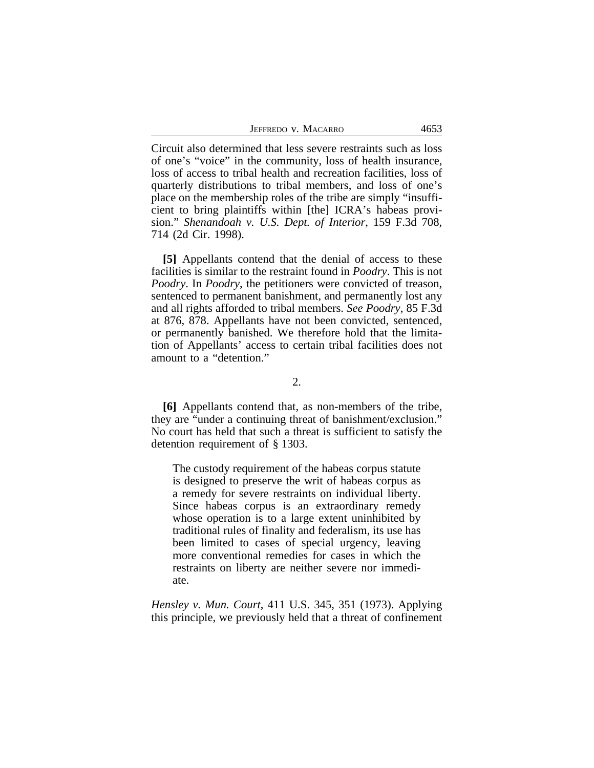Circuit also determined that less severe restraints such as loss of one's "voice" in the community, loss of health insurance, loss of access to tribal health and recreation facilities, loss of quarterly distributions to tribal members, and loss of one's place on the membership roles of the tribe are simply "insufficient to bring plaintiffs within [the] ICRA's habeas provision." *Shenandoah v. U.S. Dept. of Interior*, 159 F.3d 708, 714 (2d Cir. 1998).

**[5]** Appellants contend that the denial of access to these facilities is similar to the restraint found in *Poodry*. This is not *Poodry*. In *Poodry*, the petitioners were convicted of treason, sentenced to permanent banishment, and permanently lost any and all rights afforded to tribal members. *See Poodry*, 85 F.3d at 876, 878. Appellants have not been convicted, sentenced, or permanently banished. We therefore hold that the limitation of Appellants' access to certain tribal facilities does not amount to a "detention."

2.

**[6]** Appellants contend that, as non-members of the tribe, they are "under a continuing threat of banishment/exclusion." No court has held that such a threat is sufficient to satisfy the detention requirement of § 1303.

> The custody requirement of the habeas corpus statute is designed to preserve the writ of habeas corpus as a remedy for severe restraints on individual liberty. Since habeas corpus is an extraordinary remedy whose operation is to a large extent uninhibited by traditional rules of finality and federalism, its use has been limited to cases of special urgency, leaving more conventional remedies for cases in which the restraints on liberty are neither severe nor immediate.

*Hensley v. Mun. Court*, 411 U.S. 345, 351 (1973). Applying this principle, we previously held that a threat of confinement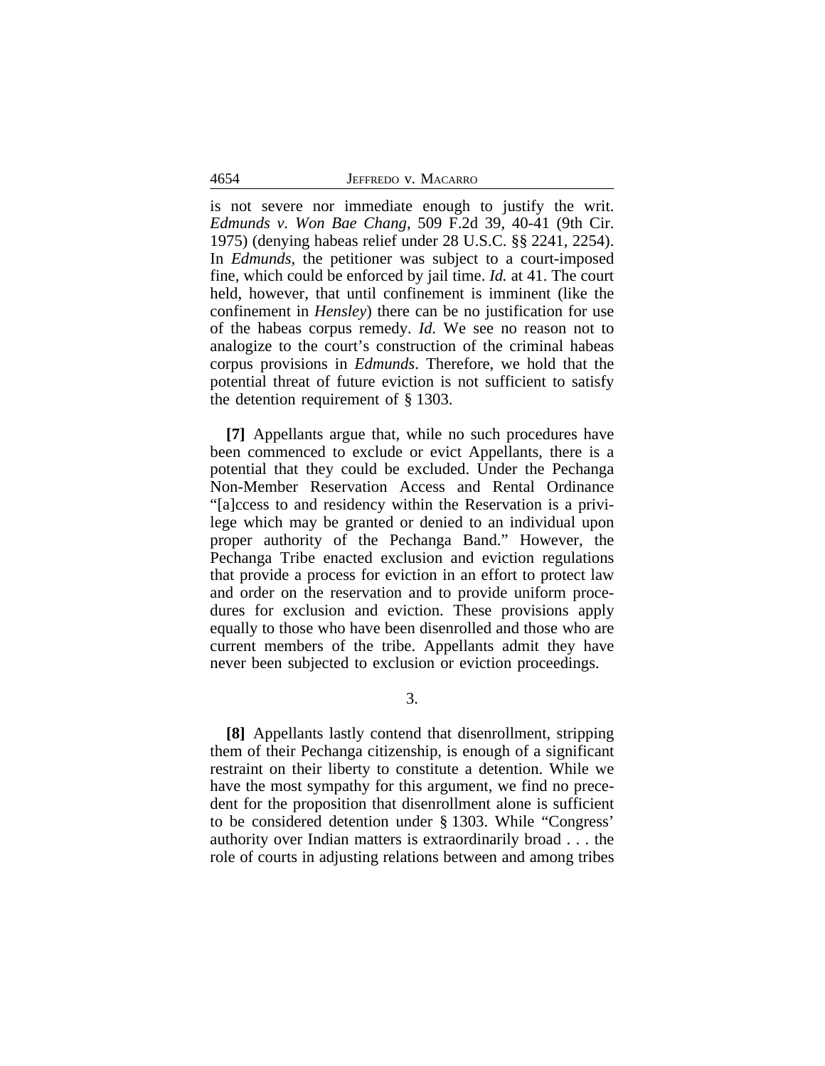is not severe nor immediate enough to justify the writ. *Edmunds v. Won Bae Chang*, 509 F.2d 39, 40-41 (9th Cir. 1975) (denying habeas relief under 28 U.S.C. §§ 2241, 2254). In *Edmunds*, the petitioner was subject to a court-imposed fine, which could be enforced by jail time. *Id.* at 41. The court held, however, that until confinement is imminent (like the confinement in *Hensley*) there can be no justification for use of the habeas corpus remedy. *Id.* We see no reason not to analogize to the court's construction of the criminal habeas corpus provisions in *Edmunds*. Therefore, we hold that the potential threat of future eviction is not sufficient to satisfy the detention requirement of § 1303.

**[7]** Appellants argue that, while no such procedures have been commenced to exclude or evict Appellants, there is a potential that they could be excluded. Under the Pechanga Non-Member Reservation Access and Rental Ordinance "[a]ccess to and residency within the Reservation is a privilege which may be granted or denied to an individual upon proper authority of the Pechanga Band." However, the Pechanga Tribe enacted exclusion and eviction regulations that provide a process for eviction in an effort to protect law and order on the reservation and to provide uniform procedures for exclusion and eviction. These provisions apply equally to those who have been disenrolled and those who are current members of the tribe. Appellants admit they have never been subjected to exclusion or eviction proceedings.

3.

**[8]** Appellants lastly contend that disenrollment, stripping them of their Pechanga citizenship, is enough of a significant restraint on their liberty to constitute a detention. While we have the most sympathy for this argument, we find no precedent for the proposition that disenrollment alone is sufficient to be considered detention under § 1303. While "Congress' authority over Indian matters is extraordinarily broad . . . the role of courts in adjusting relations between and among tribes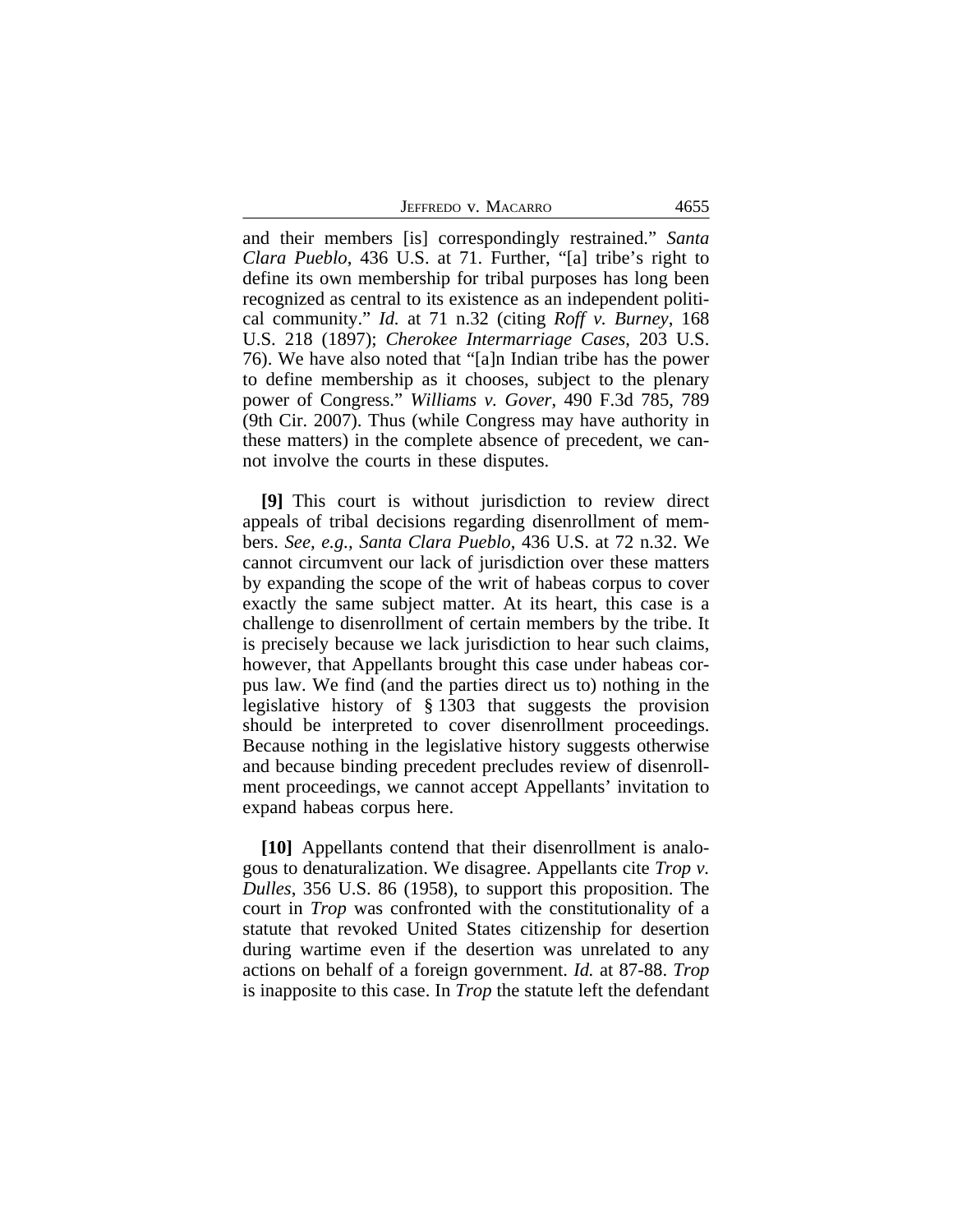and their members [is] correspondingly restrained." *Santa Clara Pueblo*, 436 U.S. at 71. Further, "[a] tribe's right to define its own membership for tribal purposes has long been recognized as central to its existence as an independent political community." *Id.* at 71 n.32 (citing *Roff v. Burney*, 168 U.S. 218 (1897); *Cherokee Intermarriage Cases*, 203 U.S. 76). We have also noted that "[a]n Indian tribe has the power to define membership as it chooses, subject to the plenary power of Congress." *Williams v. Gover*, 490 F.3d 785, 789 (9th Cir. 2007). Thus (while Congress may have authority in these matters) in the complete absence of precedent, we cannot involve the courts in these disputes.

**[9]** This court is without jurisdiction to review direct appeals of tribal decisions regarding disenrollment of members. *See, e.g., Santa Clara Pueblo*, 436 U.S. at 72 n.32. We cannot circumvent our lack of jurisdiction over these matters by expanding the scope of the writ of habeas corpus to cover exactly the same subject matter. At its heart, this case is a challenge to disenrollment of certain members by the tribe. It is precisely because we lack jurisdiction to hear such claims, however, that Appellants brought this case under habeas corpus law. We find (and the parties direct us to) nothing in the legislative history of § 1303 that suggests the provision should be interpreted to cover disenrollment proceedings. Because nothing in the legislative history suggests otherwise and because binding precedent precludes review of disenrollment proceedings, we cannot accept Appellants' invitation to expand habeas corpus here.

**[10]** Appellants contend that their disenrollment is analogous to denaturalization. We disagree. Appellants cite *Trop v. Dulles*, 356 U.S. 86 (1958), to support this proposition. The court in *Trop* was confronted with the constitutionality of a statute that revoked United States citizenship for desertion during wartime even if the desertion was unrelated to any actions on behalf of a foreign government. *Id.* at 87-88. *Trop* is inapposite to this case. In *Trop* the statute left the defendant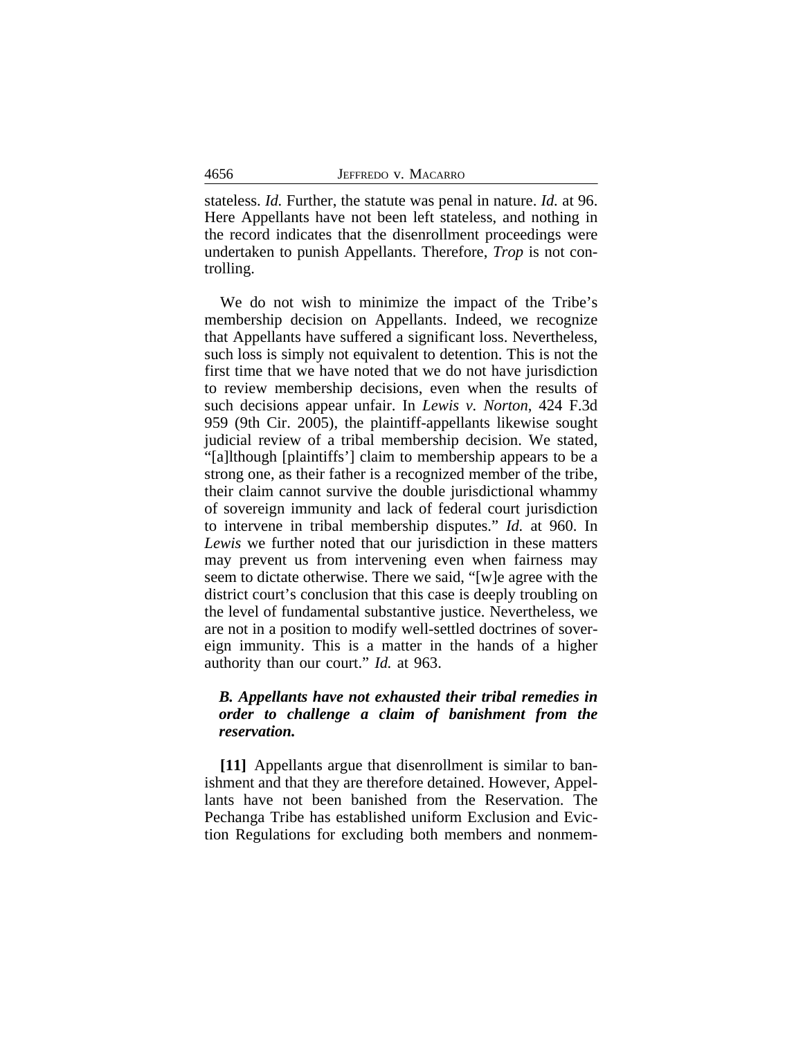stateless. *Id.* Further, the statute was penal in nature. *Id.* at 96. Here Appellants have not been left stateless, and nothing in the record indicates that the disenrollment proceedings were undertaken to punish Appellants. Therefore, *Trop* is not controlling.

We do not wish to minimize the impact of the Tribe's membership decision on Appellants. Indeed, we recognize that Appellants have suffered a significant loss. Nevertheless, such loss is simply not equivalent to detention. This is not the first time that we have noted that we do not have jurisdiction to review membership decisions, even when the results of such decisions appear unfair. In *Lewis v. Norton*, 424 F.3d 959 (9th Cir. 2005), the plaintiff-appellants likewise sought judicial review of a tribal membership decision. We stated, "[a]lthough [plaintiffs'] claim to membership appears to be a strong one, as their father is a recognized member of the tribe, their claim cannot survive the double jurisdictional whammy of sovereign immunity and lack of federal court jurisdiction to intervene in tribal membership disputes." *Id.* at 960. In *Lewis* we further noted that our jurisdiction in these matters may prevent us from intervening even when fairness may seem to dictate otherwise. There we said, "[w]e agree with the district court's conclusion that this case is deeply troubling on the level of fundamental substantive justice. Nevertheless, we are not in a position to modify well-settled doctrines of sovereign immunity. This is a matter in the hands of a higher authority than our court." *Id.* at 963.

### *B. Appellants have not exhausted their tribal remedies in order to challenge a claim of banishment from the reservation.*

**[11]** Appellants argue that disenrollment is similar to banishment and that they are therefore detained. However, Appellants have not been banished from the Reservation. The Pechanga Tribe has established uniform Exclusion and Eviction Regulations for excluding both members and nonmem-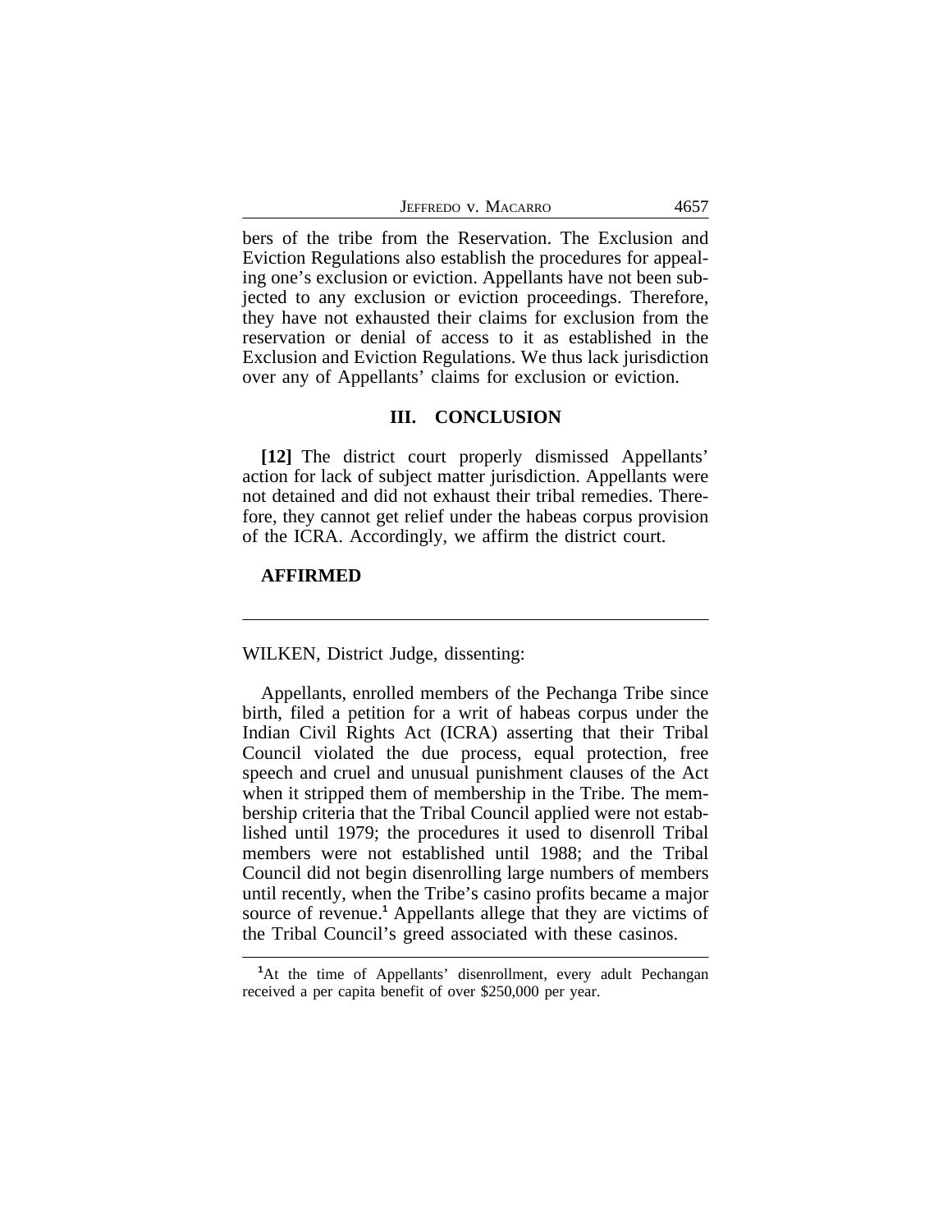bers of the tribe from the Reservation. The Exclusion and Eviction Regulations also establish the procedures for appealing one's exclusion or eviction. Appellants have not been subjected to any exclusion or eviction proceedings. Therefore, they have not exhausted their claims for exclusion from the reservation or denial of access to it as established in the Exclusion and Eviction Regulations. We thus lack jurisdiction over any of Appellants' claims for exclusion or eviction.

## III. CONCLUSION

**[12]** The district court properly dismissed Appellants' action for lack of subject matter jurisdiction. Appellants were not detained and did not exhaust their tribal remedies. Therefore, they cannot get relief under the habeas corpus provision of the ICRA. Accordingly, we affirm the district court.

**AFFIRMED**

---

WILKEN, District Judge, dissenting:

Appellants, enrolled members of the Pechanga Tribe since birth, filed a petition for a writ of habeas corpus under the Indian Civil Rights Act (ICRA) asserting that their Tribal Council violated the due process, equal protection, free speech and cruel and unusual punishment clauses of the Act when it stripped them of membership in the Tribe. The membership criteria that the Tribal Council applied were not established until 1979; the procedures it used to disenroll Tribal members were not established until 1988; and the Tribal Council did not begin disenrolling large numbers of members until recently, when the Tribe's casino profits became a major source of revenue.[1] Appellants allege that they are victims of the Tribal Council's greed associated with these casinos.

---

[1]At the time of Appellants' disenrollment, every adult Pechangan received a per capita benefit of over $250,000 per year.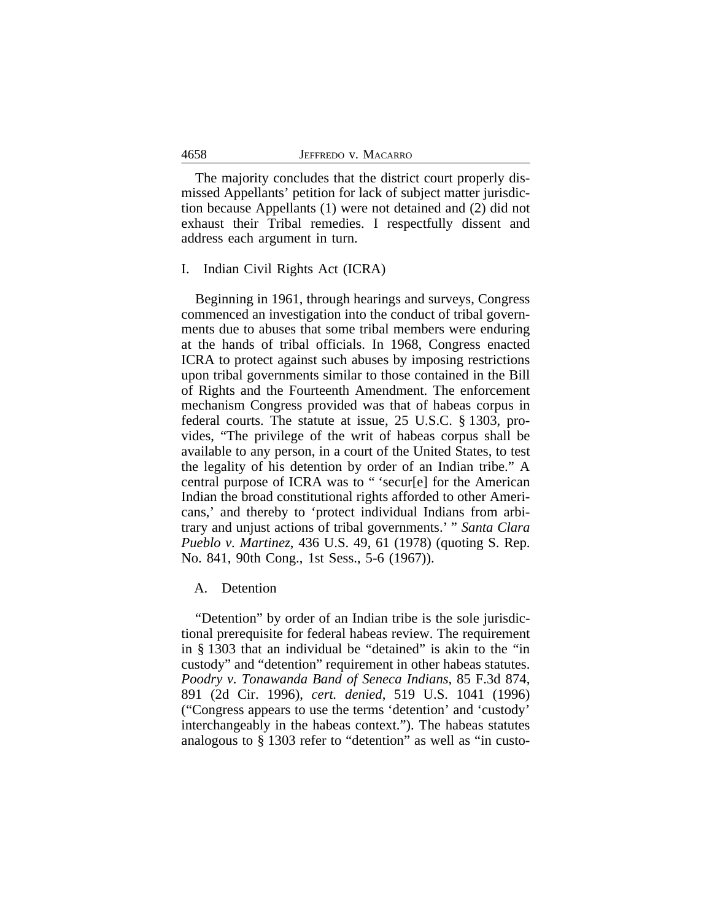The majority concludes that the district court properly dismissed Appellants' petition for lack of subject matter jurisdiction because Appellants (1) were not detained and (2) did not exhaust their Tribal remedies. I respectfully dissent and address each argument in turn.

## I. Indian Civil Rights Act (ICRA)

Beginning in 1961, through hearings and surveys, Congress commenced an investigation into the conduct of tribal governments due to abuses that some tribal members were enduring at the hands of tribal officials. In 1968, Congress enacted ICRA to protect against such abuses by imposing restrictions upon tribal governments similar to those contained in the Bill of Rights and the Fourteenth Amendment. The enforcement mechanism Congress provided was that of habeas corpus in federal courts. The statute at issue, 25 U.S.C. § 1303, provides, "The privilege of the writ of habeas corpus shall be available to any person, in a court of the United States, to test the legality of his detention by order of an Indian tribe." A central purpose of ICRA was to " 'secur[e] for the American Indian the broad constitutional rights afforded to other Americans,' and thereby to 'protect individual Indians from arbitrary and unjust actions of tribal governments.' " *Santa Clara Pueblo v. Martinez*, 436 U.S. 49, 61 (1978) (quoting S. Rep. No. 841, 90th Cong., 1st Sess., 5-6 (1967)).

### A. Detention

"Detention" by order of an Indian tribe is the sole jurisdictional prerequisite for federal habeas review. The requirement in § 1303 that an individual be "detained" is akin to the "in custody" and "detention" requirement in other habeas statutes. *Poodry v. Tonawanda Band of Seneca Indians*, 85 F.3d 874, 891 (2d Cir. 1996), *cert. denied*, 519 U.S. 1041 (1996) ("Congress appears to use the terms 'detention' and 'custody' interchangeably in the habeas context."). The habeas statutes analogous to § 1303 refer to "detention" as well as "in custo-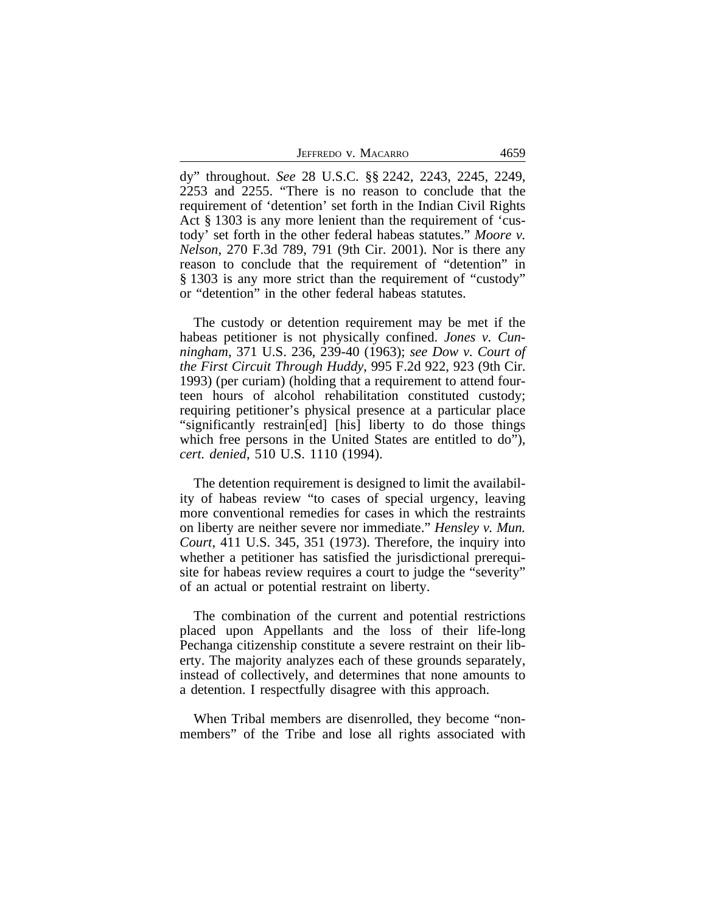dy" throughout. *See* 28 U.S.C. §§ 2242, 2243, 2245, 2249, 2253 and 2255. "There is no reason to conclude that the requirement of 'detention' set forth in the Indian Civil Rights Act § 1303 is any more lenient than the requirement of 'custody' set forth in the other federal habeas statutes." *Moore v. Nelson*, 270 F.3d 789, 791 (9th Cir. 2001). Nor is there any reason to conclude that the requirement of "detention" in § 1303 is any more strict than the requirement of "custody" or "detention" in the other federal habeas statutes.

The custody or detention requirement may be met if the habeas petitioner is not physically confined. *Jones v. Cunningham*, 371 U.S. 236, 239-40 (1963); *see Dow v. Court of the First Circuit Through Huddy*, 995 F.2d 922, 923 (9th Cir. 1993) (per curiam) (holding that a requirement to attend fourteen hours of alcohol rehabilitation constituted custody; requiring petitioner's physical presence at a particular place "significantly restrain[ed] [his] liberty to do those things which free persons in the United States are entitled to do"), *cert. denied*, 510 U.S. 1110 (1994).

The detention requirement is designed to limit the availability of habeas review "to cases of special urgency, leaving more conventional remedies for cases in which the restraints on liberty are neither severe nor immediate." *Hensley v. Mun. Court*, 411 U.S. 345, 351 (1973). Therefore, the inquiry into whether a petitioner has satisfied the jurisdictional prerequisite for habeas review requires a court to judge the "severity" of an actual or potential restraint on liberty.

The combination of the current and potential restrictions placed upon Appellants and the loss of their life-long Pechanga citizenship constitute a severe restraint on their liberty. The majority analyzes each of these grounds separately, instead of collectively, and determines that none amounts to a detention. I respectfully disagree with this approach.

When Tribal members are disenrolled, they become "non-members" of the Tribe and lose all rights associated with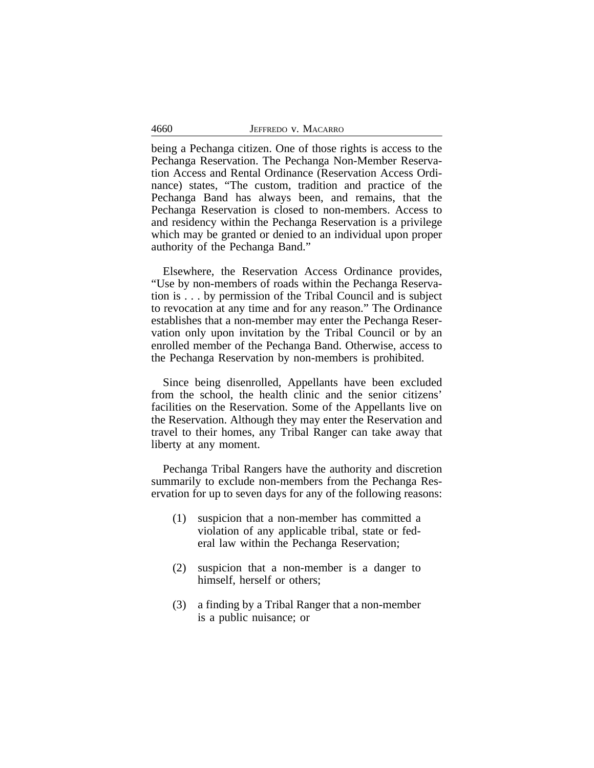being a Pechanga citizen. One of those rights is access to the Pechanga Reservation. The Pechanga Non-Member Reservation Access and Rental Ordinance (Reservation Access Ordinance) states, "The custom, tradition and practice of the Pechanga Band has always been, and remains, that the Pechanga Reservation is closed to non-members. Access to and residency within the Pechanga Reservation is a privilege which may be granted or denied to an individual upon proper authority of the Pechanga Band."

Elsewhere, the Reservation Access Ordinance provides, "Use by non-members of roads within the Pechanga Reservation is . . . by permission of the Tribal Council and is subject to revocation at any time and for any reason." The Ordinance establishes that a non-member may enter the Pechanga Reservation only upon invitation by the Tribal Council or by an enrolled member of the Pechanga Band. Otherwise, access to the Pechanga Reservation by non-members is prohibited.

Since being disenrolled, Appellants have been excluded from the school, the health clinic and the senior citizens' facilities on the Reservation. Some of the Appellants live on the Reservation. Although they may enter the Reservation and travel to their homes, any Tribal Ranger can take away that liberty at any moment.

Pechanga Tribal Rangers have the authority and discretion summarily to exclude non-members from the Pechanga Reservation for up to seven days for any of the following reasons:

(1) suspicion that a non-member has committed a violation of any applicable tribal, state or federal law within the Pechanga Reservation;

(2) suspicion that a non-member is a danger to himself, herself or others;

(3) a finding by a Tribal Ranger that a non-member is a public nuisance; or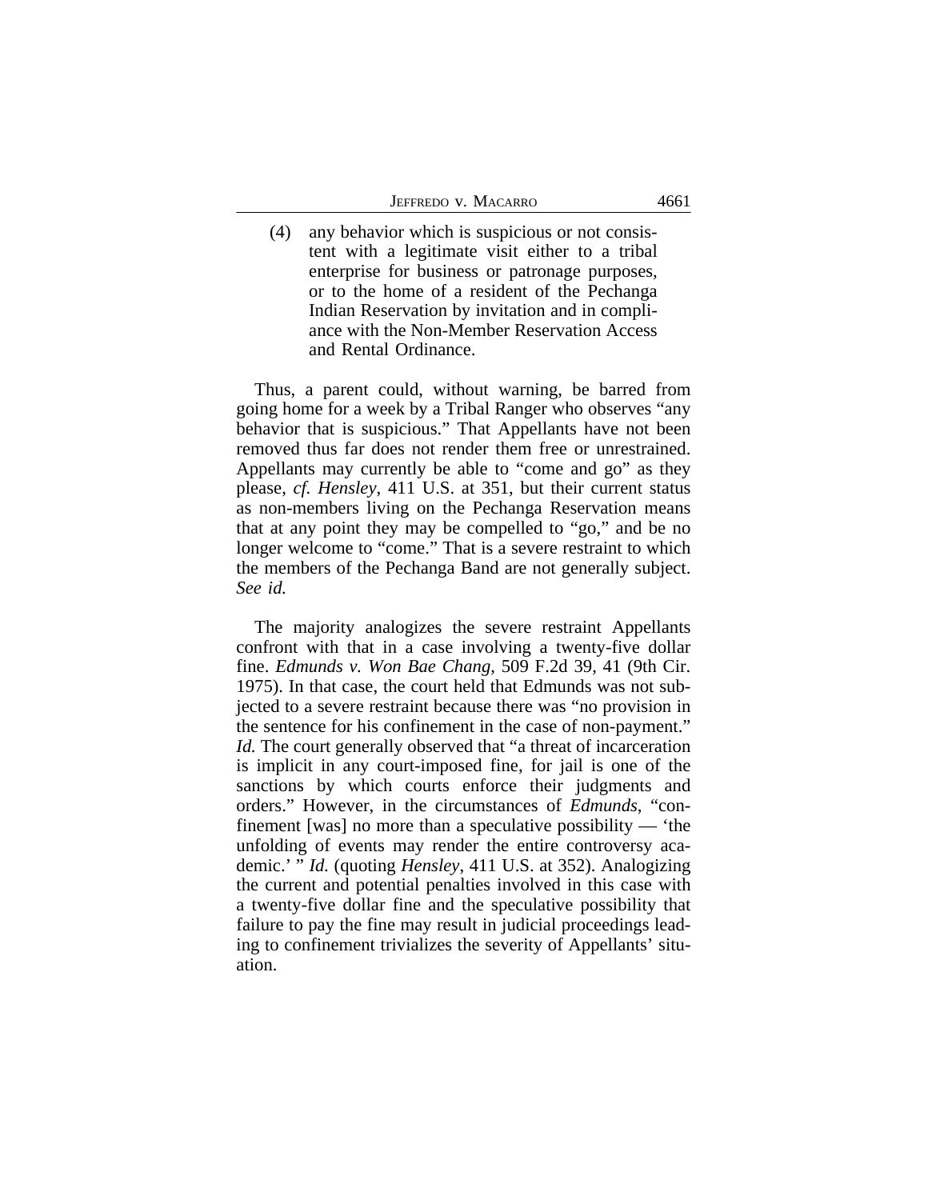(4) any behavior which is suspicious or not consistent with a legitimate visit either to a tribal enterprise for business or patronage purposes, or to the home of a resident of the Pechanga Indian Reservation by invitation and in compliance with the Non-Member Reservation Access and Rental Ordinance.

Thus, a parent could, without warning, be barred from going home for a week by a Tribal Ranger who observes "any behavior that is suspicious." That Appellants have not been removed thus far does not render them free or unrestrained. Appellants may currently be able to "come and go" as they please, *cf. Hensley*, 411 U.S. at 351, but their current status as non-members living on the Pechanga Reservation means that at any point they may be compelled to "go," and be no longer welcome to "come." That is a severe restraint to which the members of the Pechanga Band are not generally subject. *See id.*

The majority analogizes the severe restraint Appellants confront with that in a case involving a twenty-five dollar fine. *Edmunds v. Won Bae Chang*, 509 F.2d 39, 41 (9th Cir. 1975). In that case, the court held that Edmunds was not subjected to a severe restraint because there was "no provision in the sentence for his confinement in the case of non-payment." *Id.* The court generally observed that "a threat of incarceration is implicit in any court-imposed fine, for jail is one of the sanctions by which courts enforce their judgments and orders." However, in the circumstances of *Edmunds*, "confinement [was] no more than a speculative possibility — 'the unfolding of events may render the entire controversy academic.' " *Id.* (quoting *Hensley*, 411 U.S. at 352). Analogizing the current and potential penalties involved in this case with a twenty-five dollar fine and the speculative possibility that failure to pay the fine may result in judicial proceedings leading to confinement trivializes the severity of Appellants' situation.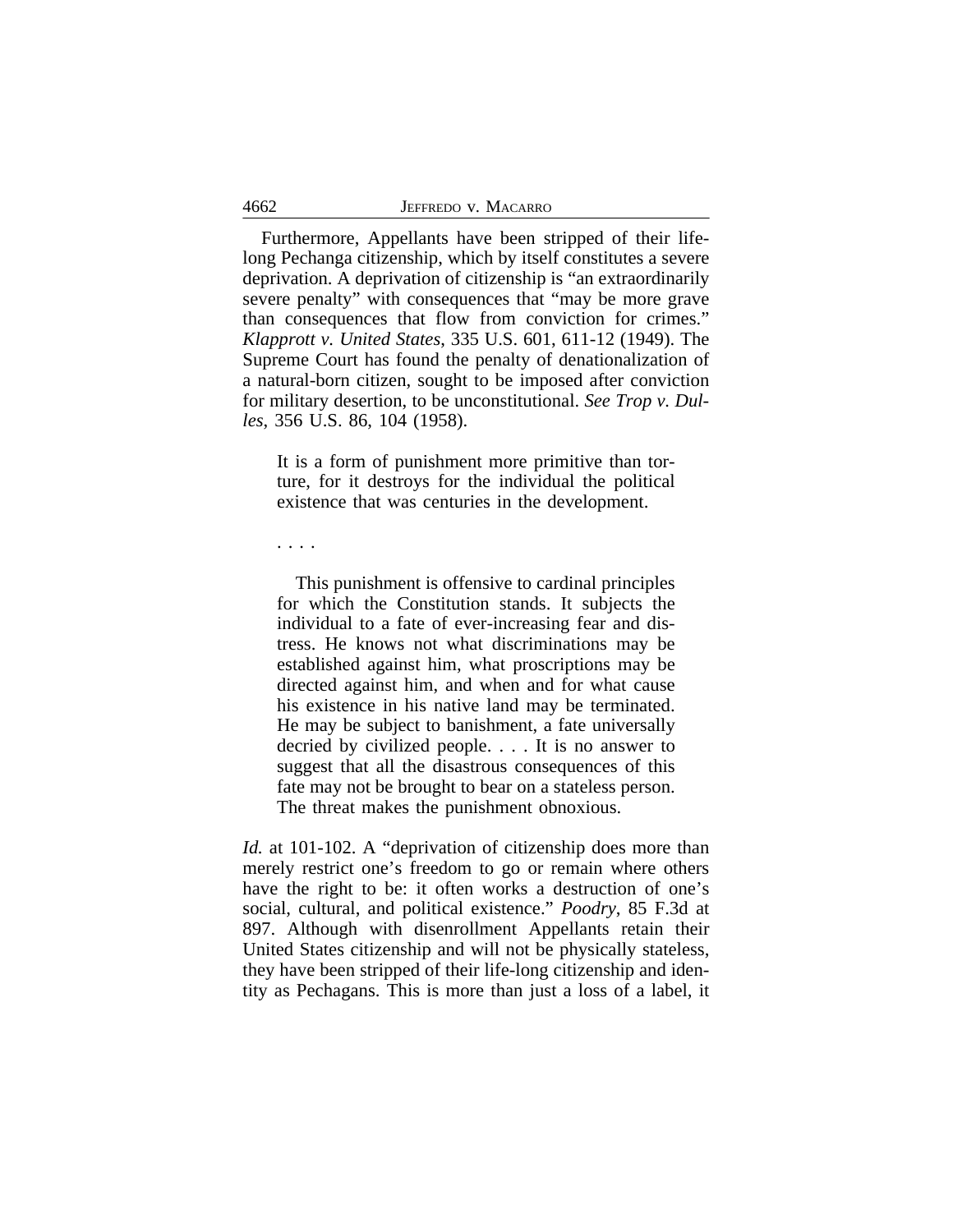Furthermore, Appellants have been stripped of their life-long Pechanga citizenship, which by itself constitutes a severe deprivation. A deprivation of citizenship is "an extraordinarily severe penalty" with consequences that "may be more grave than consequences that flow from conviction for crimes." *Klapprott v. United States*, 335 U.S. 601, 611-12 (1949). The Supreme Court has found the penalty of denationalization of a natural-born citizen, sought to be imposed after conviction for military desertion, to be unconstitutional. *See Trop v. Dulles*, 356 U.S. 86, 104 (1958).

> It is a form of punishment more primitive than torture, for it destroys for the individual the political existence that was centuries in the development.
>
> . . . .
>
> This punishment is offensive to cardinal principles for which the Constitution stands. It subjects the individual to a fate of ever-increasing fear and distress. He knows not what discriminations may be established against him, what proscriptions may be directed against him, and when and for what cause his existence in his native land may be terminated. He may be subject to banishment, a fate universally decried by civilized people. . . . It is no answer to suggest that all the disastrous consequences of this fate may not be brought to bear on a stateless person. The threat makes the punishment obnoxious.

*Id.* at 101-102. A "deprivation of citizenship does more than merely restrict one's freedom to go or remain where others have the right to be: it often works a destruction of one's social, cultural, and political existence." *Poodry*, 85 F.3d at 897. Although with disenrollment Appellants retain their United States citizenship and will not be physically stateless, they have been stripped of their life-long citizenship and identity as Pechagans. This is more than just a loss of a label, it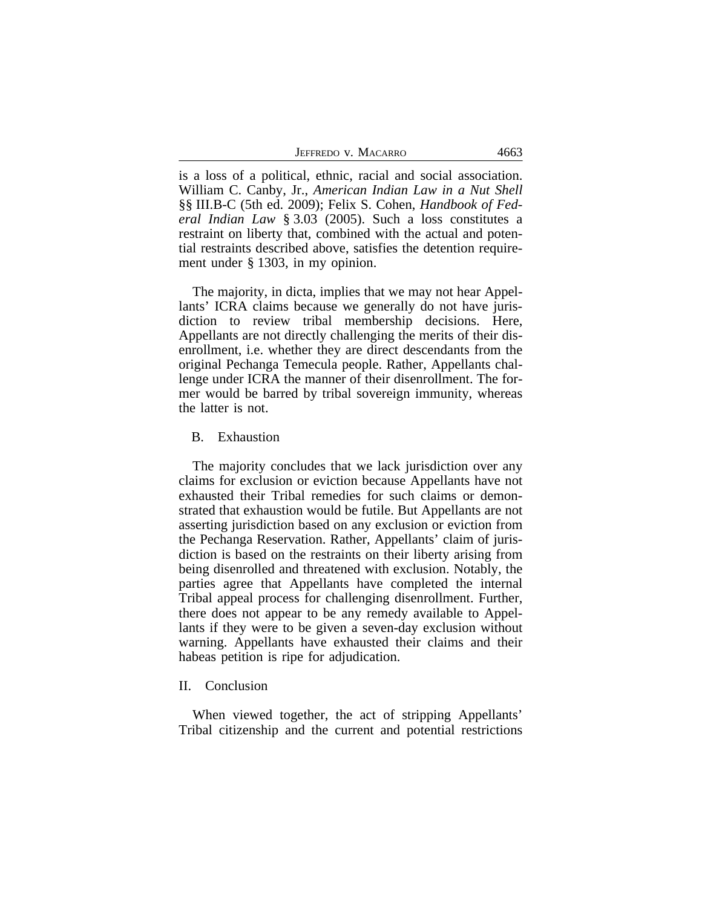is a loss of a political, ethnic, racial and social association. William C. Canby, Jr., *American Indian Law in a Nut Shell* §§ III.B-C (5th ed. 2009); Felix S. Cohen, *Handbook of Federal Indian Law* § 3.03 (2005). Such a loss constitutes a restraint on liberty that, combined with the actual and potential restraints described above, satisfies the detention requirement under § 1303, in my opinion.

The majority, in dicta, implies that we may not hear Appellants' ICRA claims because we generally do not have jurisdiction to review tribal membership decisions. Here, Appellants are not directly challenging the merits of their disenrollment, i.e. whether they are direct descendants from the original Pechanga Temecula people. Rather, Appellants challenge under ICRA the manner of their disenrollment. The former would be barred by tribal sovereign immunity, whereas the latter is not.

### B. Exhaustion

The majority concludes that we lack jurisdiction over any claims for exclusion or eviction because Appellants have not exhausted their Tribal remedies for such claims or demonstrated that exhaustion would be futile. But Appellants are not asserting jurisdiction based on any exclusion or eviction from the Pechanga Reservation. Rather, Appellants' claim of jurisdiction is based on the restraints on their liberty arising from being disenrolled and threatened with exclusion. Notably, the parties agree that Appellants have completed the internal Tribal appeal process for challenging disenrollment. Further, there does not appear to be any remedy available to Appellants if they were to be given a seven-day exclusion without warning. Appellants have exhausted their claims and their habeas petition is ripe for adjudication.

## II. Conclusion

When viewed together, the act of stripping Appellants' Tribal citizenship and the current and potential restrictions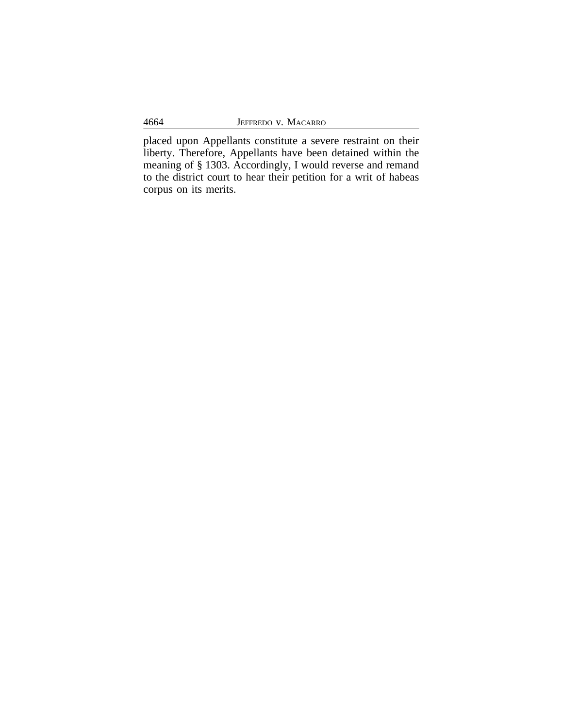placed upon Appellants constitute a severe restraint on their liberty. Therefore, Appellants have been detained within the meaning of § 1303. Accordingly, I would reverse and remand to the district court to hear their petition for a writ of habeas corpus on its merits.